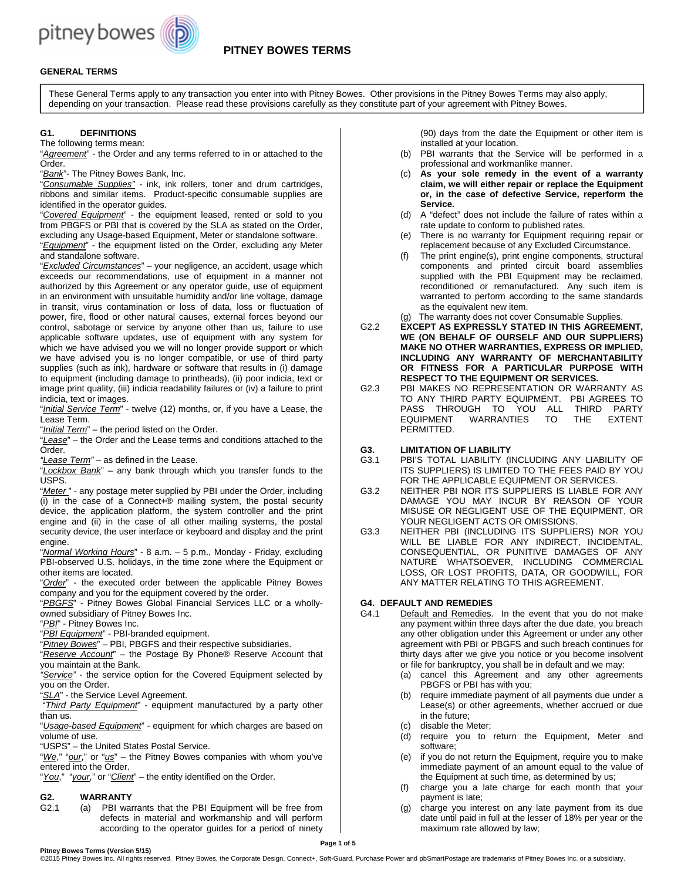# PITNEY BOWES TERMS

## GENERAL TERMS

These General Terms apply to any transaction you enter into with Pitney Bowes. Other provisions in the Pitney Bowes Terms may also apply, depending on your transaction. Please read these provisions carefully as they constitute part of your agreement with Pitney Bowes.

### G1. DEFINITIONS

The following terms mean:

"*Agreement*" - the Order and any terms referred to in or attached to the Order.

"*Bank*"- The Pitney Bowes Bank, Inc.

"*Consumable Supplies*" - ink, ink rollers, toner and drum cartridges, ribbons and similar items. Product-specific consumable supplies are identified in the operator guides.

"*Covered Equipment*" - the equipment leased, rented or sold to you from PBGFS or PBI that is covered by the SLA as stated on the Order, excluding any Usage-based Equipment, Meter or standalone software.

"*Equipment*" - the equipment listed on the Order, excluding any Meter and standalone software.

"*Excluded Circumstances*" – your negligence, an accident, usage which exceeds our recommendations, use of equipment in a manner not authorized by this Agreement or any operator guide, use of equipment in an environment with unsuitable humidity and/or line voltage, damage in transit, virus contamination or loss of data, loss or fluctuation of power, fire, flood or other natural causes, external forces beyond our control, sabotage or service by anyone other than us, failure to use applicable software updates, use of equipment with any system for which we have advised you we will no longer provide support or which we have advised you is no longer compatible, or use of third party supplies (such as ink), hardware or software that results in (i) damage to equipment (including damage to printheads), (ii) poor indicia, text or image print quality, (iii) indicia readability failures or (iv) a failure to print indicia, text or images.

"*Initial Service Term*" - twelve (12) months, or, if you have a Lease, the Lease Term.

"*Initial Term*" – the period listed on the Order.

"*Lease*" – the Order and the Lease terms and conditions attached to the Order.

"*Lease Term*" – as defined in the Lease.

"*Lockbox Bank*" – any bank through which you transfer funds to the USPS.

"*Meter* " - any postage meter supplied by PBI under the Order, including (i) in the case of a Connect+® mailing system, the postal security device, the application platform, the system controller and the print engine and (ii) in the case of all other mailing systems, the postal security device, the user interface or keyboard and display and the print engine.

"*Normal Working Hours*" - 8 a.m. – 5 p.m., Monday - Friday, excluding PBI-observed U.S. holidays, in the time zone where the Equipment or other items are located.

"*Order*" - the executed order between the applicable Pitney Bowes company and you for the equipment covered by the order.

"*PBGFS*" - Pitney Bowes Global Financial Services LLC or a wholly-owned subsidiary of Pitney Bowes Inc.

"*PBI*" - Pitney Bowes Inc.

"*PBI Equipment*" - PBI-branded equipment.

"*Pitney Bowes*" – PBI, PBGFS and their respective subsidiaries.

"*Reserve Account*" – the Postage By Phone® Reserve Account that you maintain at the Bank.

"*Service*" - the service option for the Covered Equipment selected by you on the Order.

"*SLA*" - the Service Level Agreement.

"*Third Party Equipment*" - equipment manufactured by a party other than us.

"*Usage-based Equipment*" - equipment for which charges are based on volume of use.

"USPS" – the United States Postal Service.

"*We*," "*our*," or "*us*" – the Pitney Bowes companies with whom you've entered into the Order.

"*You*," "*your*," or "*Client*" – the entity identified on the Order.

### G2. WARRANTY

G2.1
(a) PBI warrants that the PBI Equipment will be free from defects in material and workmanship and will perform according to the operator guides for a period of ninety (90) days from the date the Equipment or other item is installed at your location.
(b) PBI warrants that the Service will be performed in a professional and workmanlike manner.
(c) **As your sole remedy in the event of a warranty claim, we will either repair or replace the Equipment or, in the case of defective Service, reperform the Service.**
(d) A "defect" does not include the failure of rates within a rate update to conform to published rates.
(e) There is no warranty for Equipment requiring repair or replacement because of any Excluded Circumstance.
(f) The print engine(s), print engine components, structural components and printed circuit board assemblies supplied with the PBI Equipment may be reclaimed, reconditioned or remanufactured. Any such item is warranted to perform according to the same standards as the equivalent new item.
(g) The warranty does not cover Consumable Supplies.

G2.2 **EXCEPT AS EXPRESSLY STATED IN THIS AGREEMENT, WE (ON BEHALF OF OURSELF AND OUR SUPPLIERS) MAKE NO OTHER WARRANTIES, EXPRESS OR IMPLIED, INCLUDING ANY WARRANTY OF MERCHANTABILITY OR FITNESS FOR A PARTICULAR PURPOSE WITH RESPECT TO THE EQUIPMENT OR SERVICES.**

G2.3 PBI MAKES NO REPRESENTATION OR WARRANTY AS TO ANY THIRD PARTY EQUIPMENT. PBI AGREES TO PASS THROUGH TO YOU ALL THIRD PARTY EQUIPMENT WARRANTIES TO THE EXTENT PERMITTED.

### G3. LIMITATION OF LIABILITY

G3.1 PBI'S TOTAL LIABILITY (INCLUDING ANY LIABILITY OF ITS SUPPLIERS) IS LIMITED TO THE FEES PAID BY YOU FOR THE APPLICABLE EQUIPMENT OR SERVICES.

G3.2 NEITHER PBI NOR ITS SUPPLIERS IS LIABLE FOR ANY DAMAGE YOU MAY INCUR BY REASON OF YOUR MISUSE OR NEGLIGENT USE OF THE EQUIPMENT, OR YOUR NEGLIGENT ACTS OR OMISSIONS.

G3.3 NEITHER PBI (INCLUDING ITS SUPPLIERS) NOR YOU WILL BE LIABLE FOR ANY INDIRECT, INCIDENTAL, CONSEQUENTIAL, OR PUNITIVE DAMAGES OF ANY NATURE WHATSOEVER, INCLUDING COMMERCIAL LOSS, OR LOST PROFITS, DATA, OR GOODWILL, FOR ANY MATTER RELATING TO THIS AGREEMENT.

### G4. DEFAULT AND REMEDIES

G4.1 Default and Remedies. In the event that you do not make any payment within three days after the due date, you breach any other obligation under this Agreement or under any other agreement with PBI or PBGFS and such breach continues for thirty days after we give you notice or you become insolvent or file for bankruptcy, you shall be in default and we may:
(a) cancel this Agreement and any other agreements PBGFS or PBI has with you;
(b) require immediate payment of all payments due under a Lease(s) or other agreements, whether accrued or due in the future;
(c) disable the Meter;
(d) require you to return the Equipment, Meter and software;
(e) if you do not return the Equipment, require you to make immediate payment of an amount equal to the value of the Equipment at such time, as determined by us;
(f) charge you a late charge for each month that your payment is late;
(g) charge you interest on any late payment from its due date until paid in full at the lesser of 18% per year or the maximum rate allowed by law;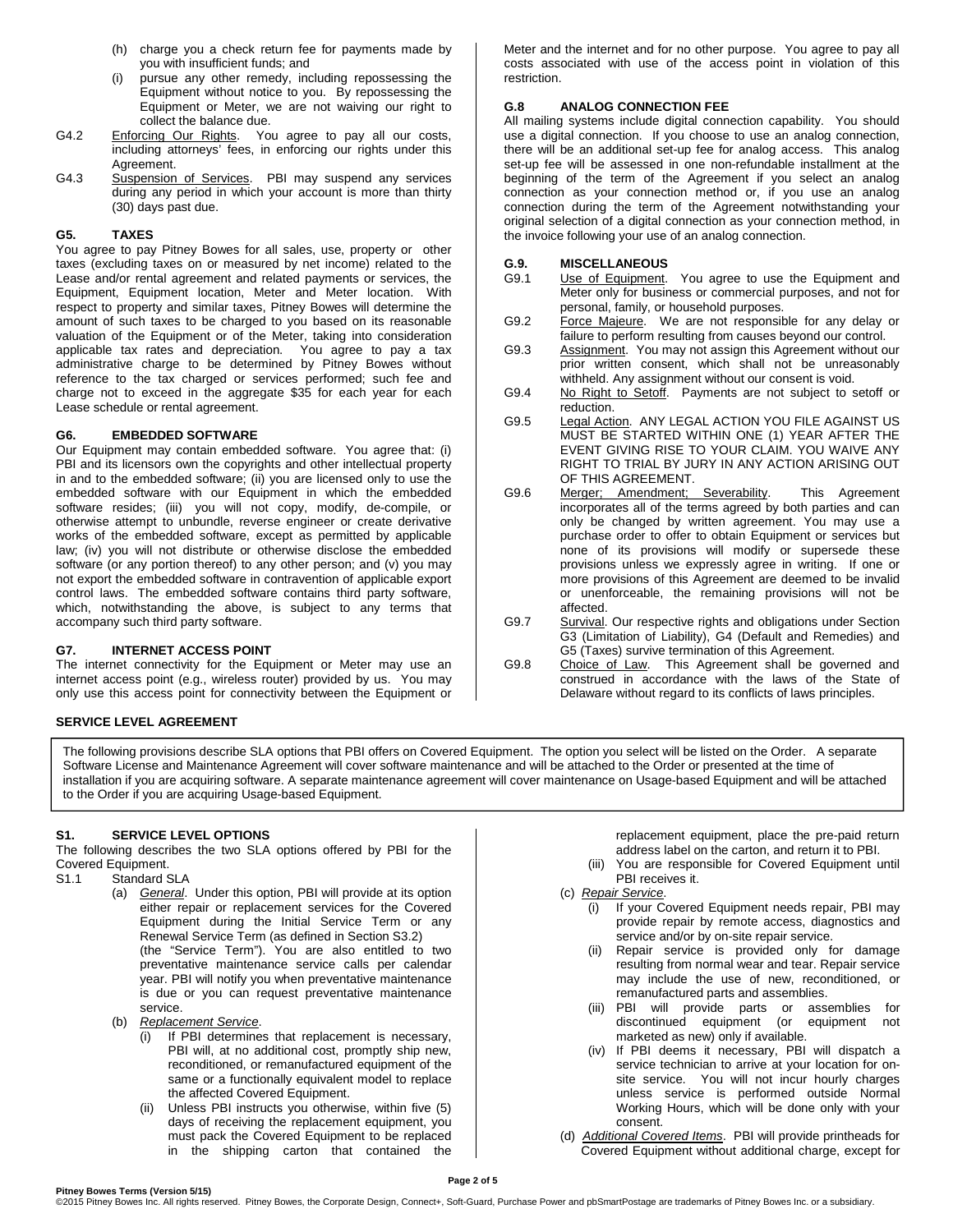(h) charge you a check return fee for payments made by you with insufficient funds; and

(i) pursue any other remedy, including repossessing the Equipment without notice to you. By repossessing the Equipment or Meter, we are not waiving our right to collect the balance due.

G4.2 Enforcing Our Rights. You agree to pay all our costs, including attorneys' fees, in enforcing our rights under this Agreement.

G4.3 Suspension of Services. PBI may suspend any services during any period in which your account is more than thirty (30) days past due.

### G5. TAXES

You agree to pay Pitney Bowes for all sales, use, property or other taxes (excluding taxes on or measured by net income) related to the Lease and/or rental agreement and related payments or services, the Equipment, Equipment location, Meter and Meter location. With respect to property and similar taxes, Pitney Bowes will determine the amount of such taxes to be charged to you based on its reasonable valuation of the Equipment or of the Meter, taking into consideration applicable tax rates and depreciation. You agree to pay a tax administrative charge to be determined by Pitney Bowes without reference to the tax charged or services performed; such fee and charge not to exceed in the aggregate $35 for each year for each Lease schedule or rental agreement.

### G6. EMBEDDED SOFTWARE

Our Equipment may contain embedded software. You agree that: (i) PBI and its licensors own the copyrights and other intellectual property in and to the embedded software; (ii) you are licensed only to use the embedded software with our Equipment in which the embedded software resides; (iii) you will not copy, modify, de-compile, or otherwise attempt to unbundle, reverse engineer or create derivative works of the embedded software, except as permitted by applicable law; (iv) you will not distribute or otherwise disclose the embedded software (or any portion thereof) to any other person; and (v) you may not export the embedded software in contravention of applicable export control laws. The embedded software contains third party software, which, notwithstanding the above, is subject to any terms that accompany such third party software.

### G7. INTERNET ACCESS POINT

The internet connectivity for the Equipment or Meter may use an internet access point (e.g., wireless router) provided by us. You may only use this access point for connectivity between the Equipment or Meter and the internet and for no other purpose. You agree to pay all costs associated with use of the access point in violation of this restriction.

### G.8 ANALOG CONNECTION FEE

All mailing systems include digital connection capability. You should use a digital connection. If you choose to use an analog connection, there will be an additional set-up fee for analog access. This analog set-up fee will be assessed in one non-refundable installment at the beginning of the term of the Agreement if you select an analog connection as your connection method or, if you use an analog connection during the term of the Agreement notwithstanding your original selection of a digital connection as your connection method, in the invoice following your use of an analog connection.

### G.9. MISCELLANEOUS

G9.1 Use of Equipment. You agree to use the Equipment and Meter only for business or commercial purposes, and not for personal, family, or household purposes.

G9.2 Force Majeure. We are not responsible for any delay or failure to perform resulting from causes beyond our control.

G9.3 Assignment. You may not assign this Agreement without our prior written consent, which shall not be unreasonably withheld. Any assignment without our consent is void.

G9.4 No Right to Setoff. Payments are not subject to setoff or reduction.

G9.5 Legal Action. ANY LEGAL ACTION YOU FILE AGAINST US MUST BE STARTED WITHIN ONE (1) YEAR AFTER THE EVENT GIVING RISE TO YOUR CLAIM. YOU WAIVE ANY RIGHT TO TRIAL BY JURY IN ANY ACTION ARISING OUT OF THIS AGREEMENT.

G9.6 Merger; Amendment; Severability. This Agreement incorporates all of the terms agreed by both parties and can only be changed by written agreement. You may use a purchase order to offer to obtain Equipment or services but none of its provisions will modify or supersede these provisions unless we expressly agree in writing. If one or more provisions of this Agreement are deemed to be invalid or unenforceable, the remaining provisions will not be affected.

G9.7 Survival. Our respective rights and obligations under Section G3 (Limitation of Liability), G4 (Default and Remedies) and G5 (Taxes) survive termination of this Agreement.

G9.8 Choice of Law. This Agreement shall be governed and construed in accordance with the laws of the State of Delaware without regard to its conflicts of laws principles.

## SERVICE LEVEL AGREEMENT

The following provisions describe SLA options that PBI offers on Covered Equipment. The option you select will be listed on the Order. A separate Software License and Maintenance Agreement will cover software maintenance and will be attached to the Order or presented at the time of installation if you are acquiring software. A separate maintenance agreement will cover maintenance on Usage-based Equipment and will be attached to the Order if you are acquiring Usage-based Equipment.

### S1. SERVICE LEVEL OPTIONS

The following describes the two SLA options offered by PBI for the Covered Equipment.

S1.1 Standard SLA

(a) *General*. Under this option, PBI will provide at its option either repair or replacement services for the Covered Equipment during the Initial Service Term or any Renewal Service Term (as defined in Section S3.2) (the "Service Term"). You are also entitled to two preventative maintenance service calls per calendar year. PBI will notify you when preventative maintenance is due or you can request preventative maintenance service.

(b) *Replacement Service*.

(i) If PBI determines that replacement is necessary, PBI will, at no additional cost, promptly ship new, reconditioned, or remanufactured equipment of the same or a functionally equivalent model to replace the affected Covered Equipment.

(ii) Unless PBI instructs you otherwise, within five (5) days of receiving the replacement equipment, you must pack the Covered Equipment to be replaced in the shipping carton that contained the replacement equipment, place the pre-paid return address label on the carton, and return it to PBI.

(iii) You are responsible for Covered Equipment until PBI receives it.

(c) *Repair Service*.

(i) If your Covered Equipment needs repair, PBI may provide repair by remote access, diagnostics and service and/or by on-site repair service.

(ii) Repair service is provided only for damage resulting from normal wear and tear. Repair service may include the use of new, reconditioned, or remanufactured parts and assemblies.

(iii) PBI will provide parts or assemblies for discontinued equipment (or equipment not marketed as new) only if available.

(iv) If PBI deems it necessary, PBI will dispatch a service technician to arrive at your location for on-site service. You will not incur hourly charges unless service is performed outside Normal Working Hours, which will be done only with your consent.

(d) *Additional Covered Items*. PBI will provide printheads for Covered Equipment without additional charge, except for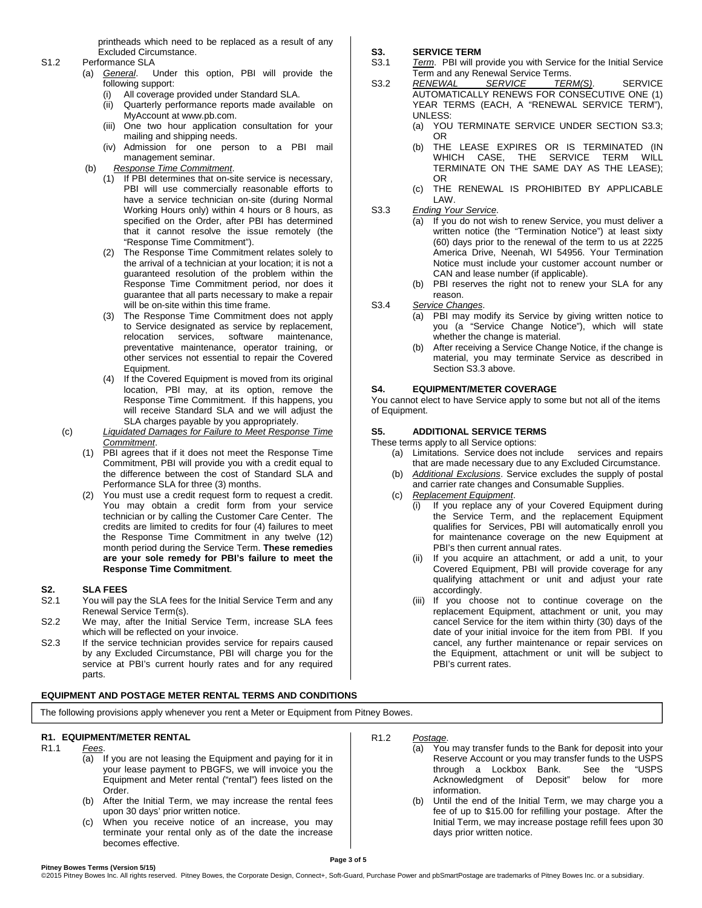printheads which need to be replaced as a result of any Excluded Circumstance.

S1.2 Performance SLA

(a) *General*. Under this option, PBI will provide the following support:

(i) All coverage provided under Standard SLA.

(ii) Quarterly performance reports made available on MyAccount at www.pb.com.

(iii) One two hour application consultation for your mailing and shipping needs.

(iv) Admission for one person to a PBI mail management seminar.

(b) *Response Time Commitment*.

(1) If PBI determines that on-site service is necessary, PBI will use commercially reasonable efforts to have a service technician on-site (during Normal Working Hours only) within 4 hours or 8 hours, as specified on the Order, after PBI has determined that it cannot resolve the issue remotely (the "Response Time Commitment").

(2) The Response Time Commitment relates solely to the arrival of a technician at your location; it is not a guaranteed resolution of the problem within the Response Time Commitment period, nor does it guarantee that all parts necessary to make a repair will be on-site within this time frame.

(3) The Response Time Commitment does not apply to Service designated as service by replacement, relocation services, software maintenance, preventative maintenance, operator training, or other services not essential to repair the Covered Equipment.

(4) If the Covered Equipment is moved from its original location, PBI may, at its option, remove the Response Time Commitment. If this happens, you will receive Standard SLA and we will adjust the SLA charges payable by you appropriately.

(c) *Liquidated Damages for Failure to Meet Response Time Commitment*.

(1) PBI agrees that if it does not meet the Response Time Commitment, PBI will provide you with a credit equal to the difference between the cost of Standard SLA and Performance SLA for three (3) months.

(2) You must use a credit request form to request a credit. You may obtain a credit form from your service technician or by calling the Customer Care Center. The credits are limited to credits for four (4) failures to meet the Response Time Commitment in any twelve (12) month period during the Service Term. **These remedies are your sole remedy for PBI's failure to meet the Response Time Commitment**.

## S2. SLA FEES

S2.1 You will pay the SLA fees for the Initial Service Term and any Renewal Service Term(s).

S2.2 We may, after the Initial Service Term, increase SLA fees which will be reflected on your invoice.

S2.3 If the service technician provides service for repairs caused by any Excluded Circumstance, PBI will charge you for the service at PBI's current hourly rates and for any required parts.

## S3. SERVICE TERM

S3.1 *Term*. PBI will provide you with Service for the Initial Service Term and any Renewal Service Terms.

S3.2 *RENEWAL SERVICE TERM(S)*. SERVICE AUTOMATICALLY RENEWS FOR CONSECUTIVE ONE (1) YEAR TERMS (EACH, A "RENEWAL SERVICE TERM"), UNLESS:

(a) YOU TERMINATE SERVICE UNDER SECTION S3.3; OR

(b) THE LEASE EXPIRES OR IS TERMINATED (IN WHICH CASE, THE SERVICE TERM WILL TERMINATE ON THE SAME DAY AS THE LEASE); OR

(c) THE RENEWAL IS PROHIBITED BY APPLICABLE LAW.

S3.3 *Ending Your Service*.

(a) If you do not wish to renew Service, you must deliver a written notice (the "Termination Notice") at least sixty (60) days prior to the renewal of the term to us at 2225 America Drive, Neenah, WI 54956. Your Termination Notice must include your customer account number or CAN and lease number (if applicable).

(b) PBI reserves the right not to renew your SLA for any reason.

S3.4 *Service Changes*.

(a) PBI may modify its Service by giving written notice to you (a "Service Change Notice"), which will state whether the change is material.

(b) After receiving a Service Change Notice, if the change is material, you may terminate Service as described in Section S3.3 above.

## S4. EQUIPMENT/METER COVERAGE

You cannot elect to have Service apply to some but not all of the items of Equipment.

## S5. ADDITIONAL SERVICE TERMS

These terms apply to all Service options:

(a) Limitations. Service does not include services and repairs that are made necessary due to any Excluded Circumstance.

(b) *Additional Exclusions*. Service excludes the supply of postal and carrier rate changes and Consumable Supplies.

(c) *Replacement Equipment*.

(i) If you replace any of your Covered Equipment during the Service Term, and the replacement Equipment qualifies for Services, PBI will automatically enroll you for maintenance coverage on the new Equipment at PBI's then current annual rates.

(ii) If you acquire an attachment, or add a unit, to your Covered Equipment, PBI will provide coverage for any qualifying attachment or unit and adjust your rate accordingly.

(iii) If you choose not to continue coverage on the replacement Equipment, attachment or unit, you may cancel Service for the item within thirty (30) days of the date of your initial invoice for the item from PBI. If you cancel, any further maintenance or repair services on the Equipment, attachment or unit will be subject to PBI's current rates.

# EQUIPMENT AND POSTAGE METER RENTAL TERMS AND CONDITIONS

The following provisions apply whenever you rent a Meter or Equipment from Pitney Bowes.

## R1. EQUIPMENT/METER RENTAL

R1.1 *Fees*.

(a) If you are not leasing the Equipment and paying for it in your lease payment to PBGFS, we will invoice you the Equipment and Meter rental ("rental") fees listed on the Order.

(b) After the Initial Term, we may increase the rental fees upon 30 days' prior written notice.

(c) When you receive notice of an increase, you may terminate your rental only as of the date the increase becomes effective.

R1.2 *Postage*.

(a) You may transfer funds to the Bank for deposit into your Reserve Account or you may transfer funds to the USPS through a Lockbox Bank. See the "USPS Acknowledgment of Deposit" below for more information.

(b) Until the end of the Initial Term, we may charge you a fee of up to $15.00 for refilling your postage. After the Initial Term, we may increase postage refill fees upon 30 days prior written notice.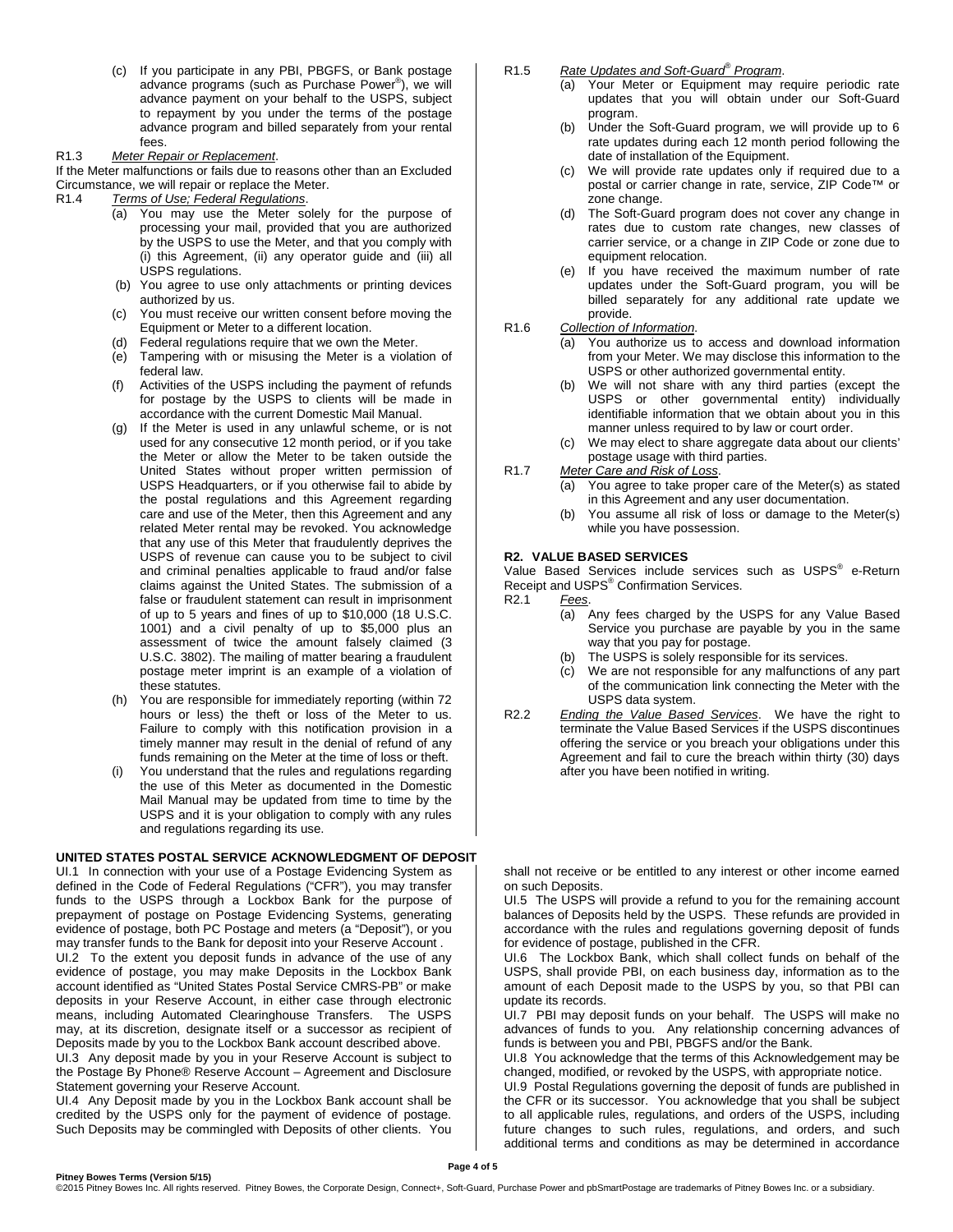(c) If you participate in any PBI, PBGFS, or Bank postage advance programs (such as Purchase Power®), we will advance payment on your behalf to the USPS, subject to repayment by you under the terms of the postage advance program and billed separately from your rental fees.

R1.3 *Meter Repair or Replacement*.

If the Meter malfunctions or fails due to reasons other than an Excluded Circumstance, we will repair or replace the Meter.

R1.4 *Terms of Use; Federal Regulations*.

(a) You may use the Meter solely for the purpose of processing your mail, provided that you are authorized by the USPS to use the Meter, and that you comply with (i) this Agreement, (ii) any operator guide and (iii) all USPS regulations.

(b) You agree to use only attachments or printing devices authorized by us.

(c) You must receive our written consent before moving the Equipment or Meter to a different location.

(d) Federal regulations require that we own the Meter.

(e) Tampering with or misusing the Meter is a violation of federal law.

(f) Activities of the USPS including the payment of refunds for postage by the USPS to clients will be made in accordance with the current Domestic Mail Manual.

(g) If the Meter is used in any unlawful scheme, or is not used for any consecutive 12 month period, or if you take the Meter or allow the Meter to be taken outside the United States without proper written permission of USPS Headquarters, or if you otherwise fail to abide by the postal regulations and this Agreement regarding care and use of the Meter, then this Agreement and any related Meter rental may be revoked. You acknowledge that any use of this Meter that fraudulently deprives the USPS of revenue can cause you to be subject to civil and criminal penalties applicable to fraud and/or false claims against the United States. The submission of a false or fraudulent statement can result in imprisonment of up to 5 years and fines of up to $10,000 (18 U.S.C. 1001) and a civil penalty of up to $5,000 plus an assessment of twice the amount falsely claimed (3 U.S.C. 3802). The mailing of matter bearing a fraudulent postage meter imprint is an example of a violation of these statutes.

(h) You are responsible for immediately reporting (within 72 hours or less) the theft or loss of the Meter to us. Failure to comply with this notification provision in a timely manner may result in the denial of refund of any funds remaining on the Meter at the time of loss or theft.

(i) You understand that the rules and regulations regarding the use of this Meter as documented in the Domestic Mail Manual may be updated from time to time by the USPS and it is your obligation to comply with any rules and regulations regarding its use.

R1.5 *Rate Updates and Soft-Guard® Program*.

(a) Your Meter or Equipment may require periodic rate updates that you will obtain under our Soft-Guard program.

(b) Under the Soft-Guard program, we will provide up to 6 rate updates during each 12 month period following the date of installation of the Equipment.

(c) We will provide rate updates only if required due to a postal or carrier change in rate, service, ZIP Code™ or zone change.

(d) The Soft-Guard program does not cover any change in rates due to custom rate changes, new classes of carrier service, or a change in ZIP Code or zone due to equipment relocation.

(e) If you have received the maximum number of rate updates under the Soft-Guard program, you will be billed separately for any additional rate update we provide.

R1.6 *Collection of Information*.

(a) You authorize us to access and download information from your Meter. We may disclose this information to the USPS or other authorized governmental entity.

(b) We will not share with any third parties (except the USPS or other governmental entity) individually identifiable information that we obtain about you in this manner unless required to by law or court order.

(c) We may elect to share aggregate data about our clients' postage usage with third parties.

R1.7 *Meter Care and Risk of Loss*.

(a) You agree to take proper care of the Meter(s) as stated in this Agreement and any user documentation.

(b) You assume all risk of loss or damage to the Meter(s) while you have possession.

**R2. VALUE BASED SERVICES**

Value Based Services include services such as USPS® e-Return Receipt and USPS® Confirmation Services.

R2.1 *Fees*.

(a) Any fees charged by the USPS for any Value Based Service you purchase are payable by you in the same way that you pay for postage.

(b) The USPS is solely responsible for its services.

(c) We are not responsible for any malfunctions of any part of the communication link connecting the Meter with the USPS data system.

R2.2 *Ending the Value Based Services*. We have the right to terminate the Value Based Services if the USPS discontinues offering the service or you breach your obligations under this Agreement and fail to cure the breach within thirty (30) days after you have been notified in writing.

**UNITED STATES POSTAL SERVICE ACKNOWLEDGMENT OF DEPOSIT**

UI.1 In connection with your use of a Postage Evidencing System as defined in the Code of Federal Regulations ("CFR"), you may transfer funds to the USPS through a Lockbox Bank for the purpose of prepayment of postage on Postage Evidencing Systems, generating evidence of postage, both PC Postage and meters (a "Deposit"), or you may transfer funds to the Bank for deposit into your Reserve Account .

UI.2 To the extent you deposit funds in advance of the use of any evidence of postage, you may make Deposits in the Lockbox Bank account identified as "United States Postal Service CMRS-PB" or make deposits in your Reserve Account, in either case through electronic means, including Automated Clearinghouse Transfers. The USPS may, at its discretion, designate itself or a successor as recipient of Deposits made by you to the Lockbox Bank account described above.

UI.3 Any deposit made by you in your Reserve Account is subject to the Postage By Phone® Reserve Account – Agreement and Disclosure Statement governing your Reserve Account.

UI.4 Any Deposit made by you in the Lockbox Bank account shall be credited by the USPS only for the payment of evidence of postage. Such Deposits may be commingled with Deposits of other clients. You shall not receive or be entitled to any interest or other income earned on such Deposits.

UI.5 The USPS will provide a refund to you for the remaining account balances of Deposits held by the USPS. These refunds are provided in accordance with the rules and regulations governing deposit of funds for evidence of postage, published in the CFR.

UI.6 The Lockbox Bank, which shall collect funds on behalf of the USPS, shall provide PBI, on each business day, information as to the amount of each Deposit made to the USPS by you, so that PBI can update its records.

UI.7 PBI may deposit funds on your behalf. The USPS will make no advances of funds to you. Any relationship concerning advances of funds is between you and PBI, PBGFS and/or the Bank.

UI.8 You acknowledge that the terms of this Acknowledgement may be changed, modified, or revoked by the USPS, with appropriate notice.

UI.9 Postal Regulations governing the deposit of funds are published in the CFR or its successor. You acknowledge that you shall be subject to all applicable rules, regulations, and orders of the USPS, including future changes to such rules, regulations, and orders, and such additional terms and conditions as may be determined in accordance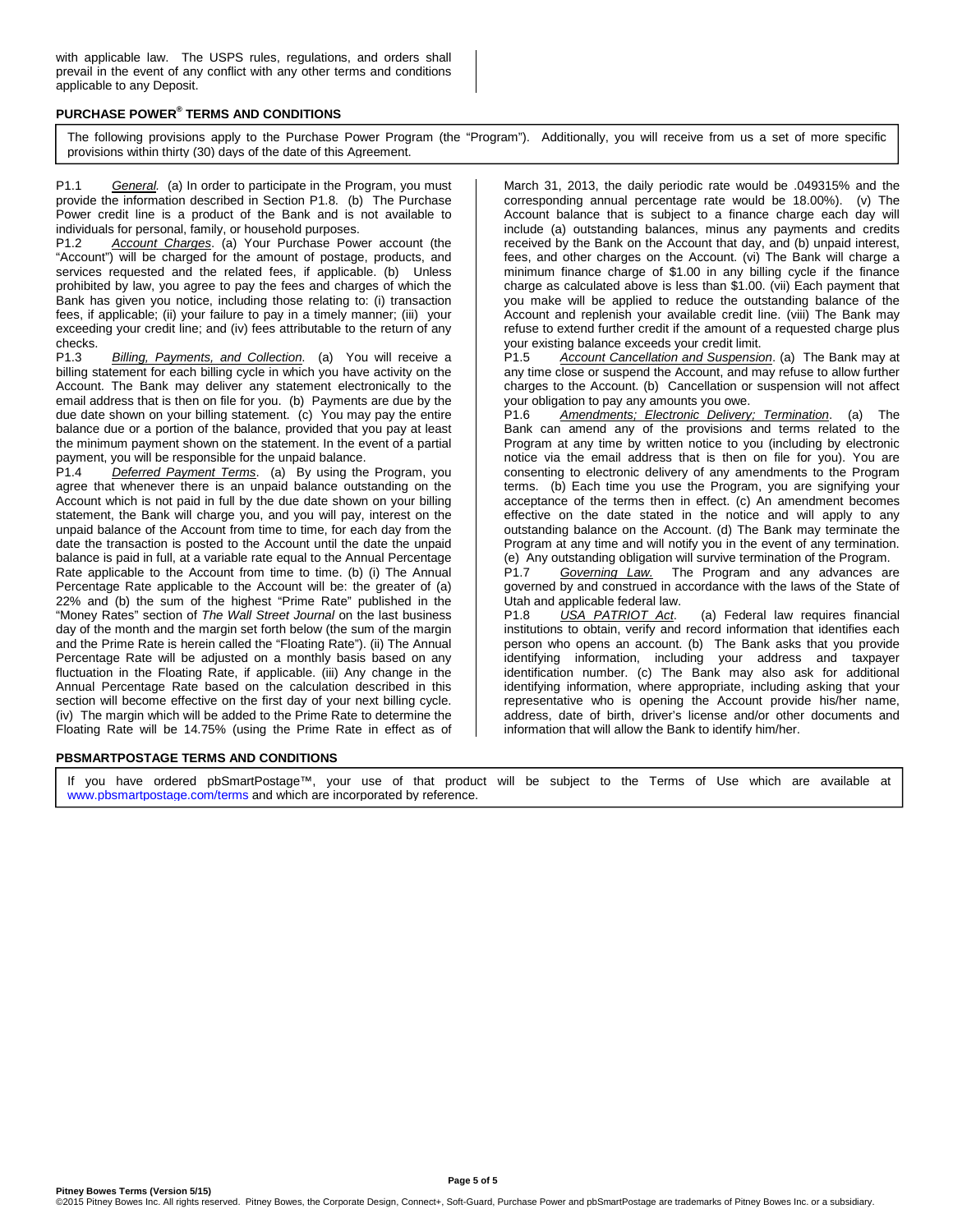with applicable law. The USPS rules, regulations, and orders shall prevail in the event of any conflict with any other terms and conditions applicable to any Deposit.

## PURCHASE POWER® TERMS AND CONDITIONS

The following provisions apply to the Purchase Power Program (the "Program"). Additionally, you will receive from us a set of more specific provisions within thirty (30) days of the date of this Agreement.

P1.1 *General*. (a) In order to participate in the Program, you must provide the information described in Section P1.8. (b) The Purchase Power credit line is a product of the Bank and is not available to individuals for personal, family, or household purposes.

P1.2 *Account Charges*. (a) Your Purchase Power account (the "Account") will be charged for the amount of postage, products, and services requested and the related fees, if applicable. (b) Unless prohibited by law, you agree to pay the fees and charges of which the Bank has given you notice, including those relating to: (i) transaction fees, if applicable; (ii) your failure to pay in a timely manner; (iii) your exceeding your credit line; and (iv) fees attributable to the return of any checks.

P1.3 *Billing, Payments, and Collection*. (a) You will receive a billing statement for each billing cycle in which you have activity on the Account. The Bank may deliver any statement electronically to the email address that is then on file for you. (b) Payments are due by the due date shown on your billing statement. (c) You may pay the entire balance due or a portion of the balance, provided that you pay at least the minimum payment shown on the statement. In the event of a partial payment, you will be responsible for the unpaid balance.

P1.4 *Deferred Payment Terms*. (a) By using the Program, you agree that whenever there is an unpaid balance outstanding on the Account which is not paid in full by the due date shown on your billing statement, the Bank will charge you, and you will pay, interest on the unpaid balance of the Account from time to time, for each day from the date the transaction is posted to the Account until the date the unpaid balance is paid in full, at a variable rate equal to the Annual Percentage Rate applicable to the Account from time to time. (b) (i) The Annual Percentage Rate applicable to the Account will be: the greater of (a) 22% and (b) the sum of the highest "Prime Rate" published in the "Money Rates" section of *The Wall Street Journal* on the last business day of the month and the margin set forth below (the sum of the margin and the Prime Rate is herein called the "Floating Rate"). (ii) The Annual Percentage Rate will be adjusted on a monthly basis based on any fluctuation in the Floating Rate, if applicable. (iii) Any change in the Annual Percentage Rate based on the calculation described in this section will become effective on the first day of your next billing cycle. (iv) The margin which will be added to the Prime Rate to determine the Floating Rate will be 14.75% (using the Prime Rate in effect as of March 31, 2013, the daily periodic rate would be .049315% and the corresponding annual percentage rate would be 18.00%). (v) The Account balance that is subject to a finance charge each day will include (a) outstanding balances, minus any payments and credits received by the Bank on the Account that day, and (b) unpaid interest, fees, and other charges on the Account. (vi) The Bank will charge a minimum finance charge of $1.00 in any billing cycle if the finance charge as calculated above is less than $1.00. (vii) Each payment that you make will be applied to reduce the outstanding balance of the Account and replenish your available credit line. (viii) The Bank may refuse to extend further credit if the amount of a requested charge plus your existing balance exceeds your credit limit.

P1.5 *Account Cancellation and Suspension*. (a) The Bank may at any time close or suspend the Account, and may refuse to allow further charges to the Account. (b) Cancellation or suspension will not affect your obligation to pay any amounts you owe.

P1.6 *Amendments; Electronic Delivery; Termination*. (a) The Bank can amend any of the provisions and terms related to the Program at any time by written notice to you (including by electronic notice via the email address that is then on file for you). You are consenting to electronic delivery of any amendments to the Program terms. (b) Each time you use the Program, you are signifying your acceptance of the terms then in effect. (c) An amendment becomes effective on the date stated in the notice and will apply to any outstanding balance on the Account. (d) The Bank may terminate the Program at any time and will notify you in the event of any termination. (e) Any outstanding obligation will survive termination of the Program.

P1.7 *Governing Law.* The Program and any advances are governed by and construed in accordance with the laws of the State of Utah and applicable federal law.

P1.8 *USA PATRIOT Act*. (a) Federal law requires financial institutions to obtain, verify and record information that identifies each person who opens an account. (b) The Bank asks that you provide identifying information, including your address and taxpayer identification number. (c) The Bank may also ask for additional identifying information, where appropriate, including asking that your representative who is opening the Account provide his/her name, address, date of birth, driver's license and/or other documents and information that will allow the Bank to identify him/her.

## PBSMARTPOSTAGE TERMS AND CONDITIONS

If you have ordered pbSmartPostage™, your use of that product will be subject to the Terms of Use which are available at www.pbsmartpostage.com/terms and which are incorporated by reference.

©2015 Pitney Bowes Inc. All rights reserved. Pitney Bowes, the Corporate Design, Connect+, Soft-Guard, Purchase Power and pbSmartPostage are trademarks of Pitney Bowes Inc. or a subsidiary.